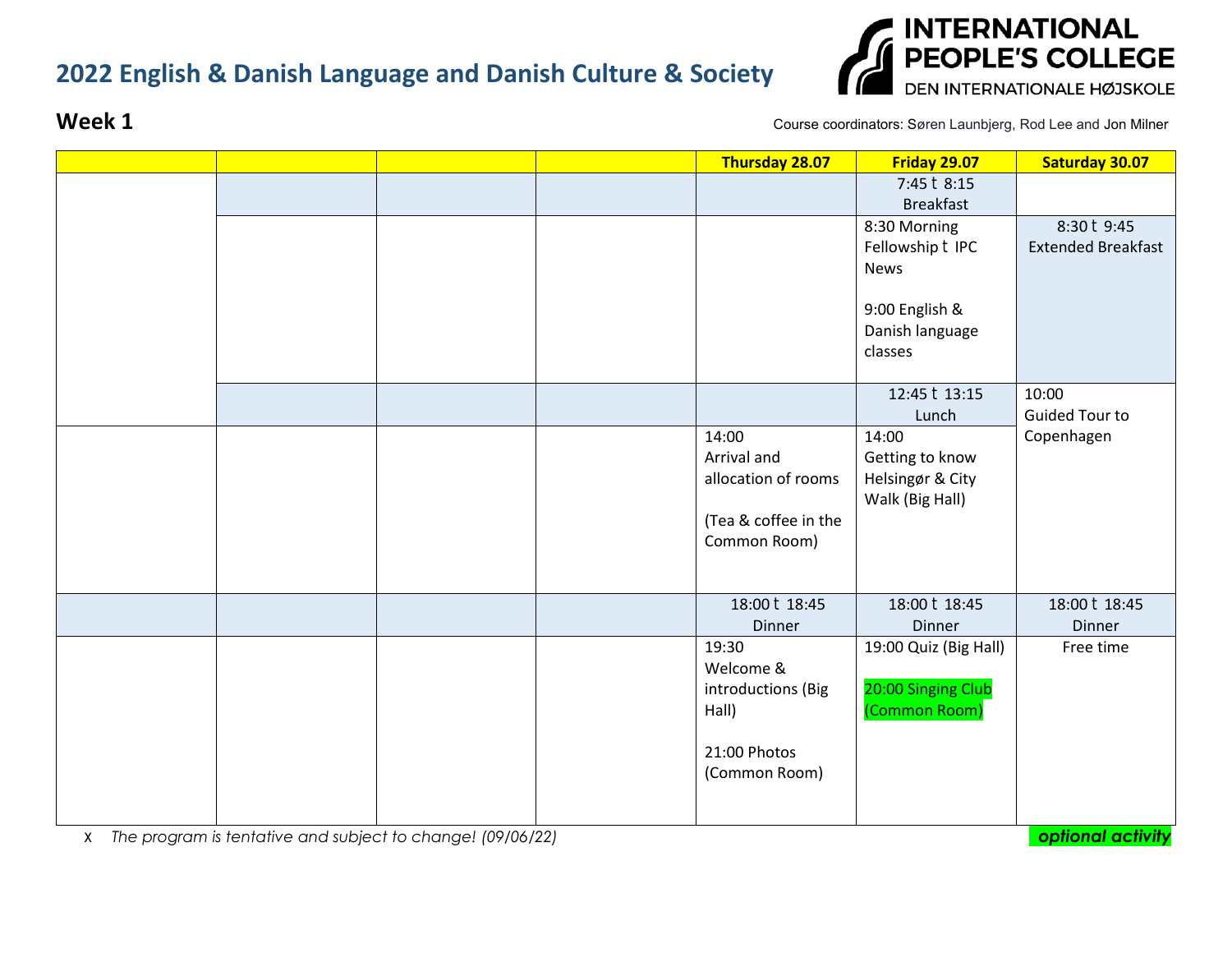# 2022 English & Danish Language and Danish Culture & Society

**INTERNATIONAL PEOPLE'S COLLEGE**
DEN INTERNATIONALE HØJSKOLE

## Week 1

Course coordinators: Søren Launbjerg, Rod Lee and Jon Milner

| | | | | Thursday 28.07 | Friday 29.07 | Saturday 30.07 |
|---|---|---|---|---|---|---|
| | | | | | 7:45 ‒ 8:15 Breakfast | |
| | | | | | 8:30 Morning Fellowship ‒ IPC News<br><br>9:00 English & Danish language classes | 8:30 ‒ 9:45 Extended Breakfast |
| | | | | | 12:45 ‒ 13:15 Lunch | 10:00 Guided Tour to Copenhagen |
| | | | | 14:00 Arrival and allocation of rooms<br><br>(Tea & coffee in the Common Room) | 14:00 Getting to know Helsingør & City Walk (Big Hall) | |
| | | | | 18:00 ‒ 18:45 Dinner | 18:00 ‒ 18:45 Dinner | 18:00 ‒ 18:45 Dinner |
| | | | | 19:30 Welcome & introductions (Big Hall)<br><br>21:00 Photos (Common Room) | 19:00 Quiz (Big Hall)<br><br>20:00 Singing Club (Common Room) | Free time |

- *The program is tentative and subject to change! (09/06/22)*

***optional activity***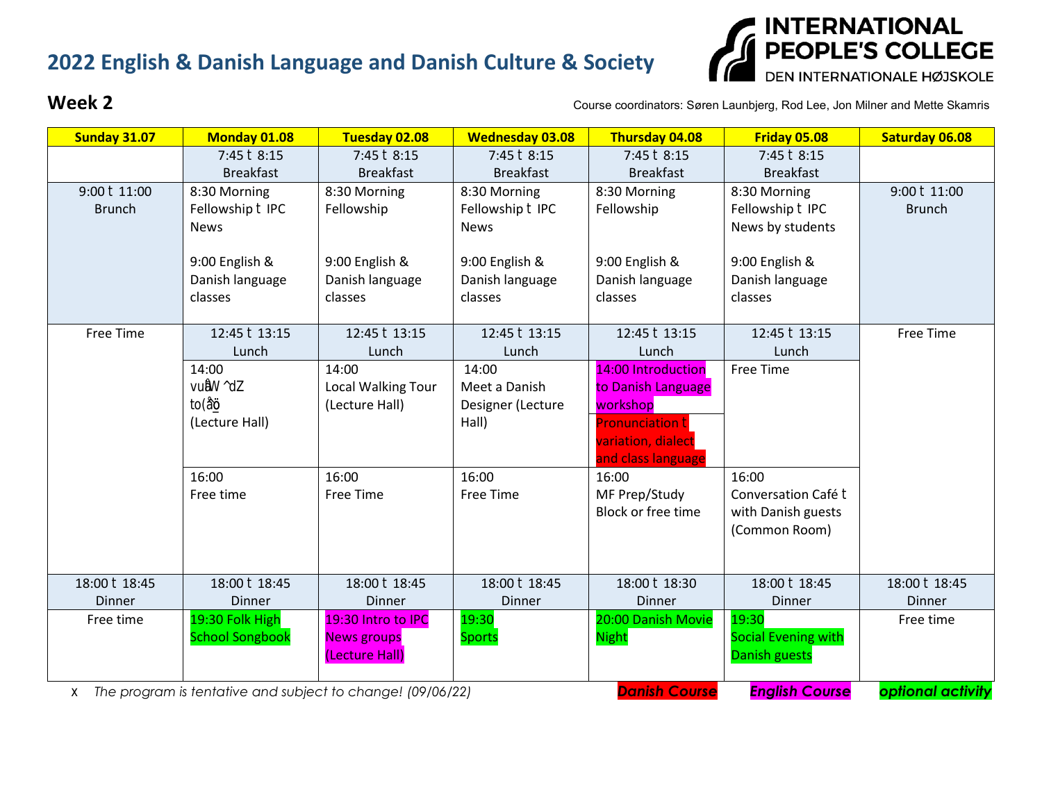# 2022 English & Danish Language and Danish Culture & Society

INTERNATIONAL PEOPLE'S COLLEGE
DEN INTERNATIONALE HØJSKOLE

## Week 2

Course coordinators: Søren Launbjerg, Rod Lee, Jon Milner and Mette Skamris

| Sunday 31.07 | Monday 01.08 | Tuesday 02.08 | Wednesday 03.08 | Thursday 04.08 | Friday 05.08 | Saturday 06.08 |
|---|---|---|---|---|---|---|
| | 7:45 t 8:15 Breakfast | 7:45 t 8:15 Breakfast | 7:45 t 8:15 Breakfast | 7:45 t 8:15 Breakfast | 7:45 t 8:15 Breakfast | |
| 9:00 t 11:00 Brunch | 8:30 Morning Fellowship t IPC News<br><br>9:00 English & Danish language classes | 8:30 Morning Fellowship<br><br>9:00 English & Danish language classes | 8:30 Morning Fellowship t IPC News<br><br>9:00 English & Danish language classes | 8:30 Morning Fellowship<br><br>9:00 English & Danish language classes | 8:30 Morning Fellowship t IPC News by students<br><br>9:00 English & Danish language classes | 9:00 t 11:00 Brunch |
| Free Time | 12:45 t 13:15 Lunch | 12:45 t 13:15 Lunch | 12:45 t 13:15 Lunch | 12:45 t 13:15 Lunch | 12:45 t 13:15 Lunch | Free Time |
| | 14:00 vuåW ^dZ to(åö (Lecture Hall) | 14:00 Local Walking Tour (Lecture Hall) | 14:00 Meet a Danish Designer (Lecture Hall) | 14:00 Introduction to Danish Language workshop<br><br>Pronunciation t variation, dialect and class language | Free Time | |
| | 16:00 Free time | 16:00 Free Time | 16:00 Free Time | 16:00 MF Prep/Study Block or free time | 16:00 Conversation Café t with Danish guests (Common Room) | |
| 18:00 t 18:45 Dinner | 18:00 t 18:45 Dinner | 18:00 t 18:45 Dinner | 18:00 t 18:45 Dinner | 18:00 t 18:30 Dinner | 18:00 t 18:45 Dinner | 18:00 t 18:45 Dinner |
| Free time | 19:30 Folk High School Songbook | 19:30 Intro to IPC News groups (Lecture Hall) | 19:30 Sports | 20:00 Danish Movie Night | 19:30 Social Evening with Danish guests | Free time |

- *The program is tentative and subject to change! (09/06/22)*

***Danish Course*** ***English Course*** ***optional activity***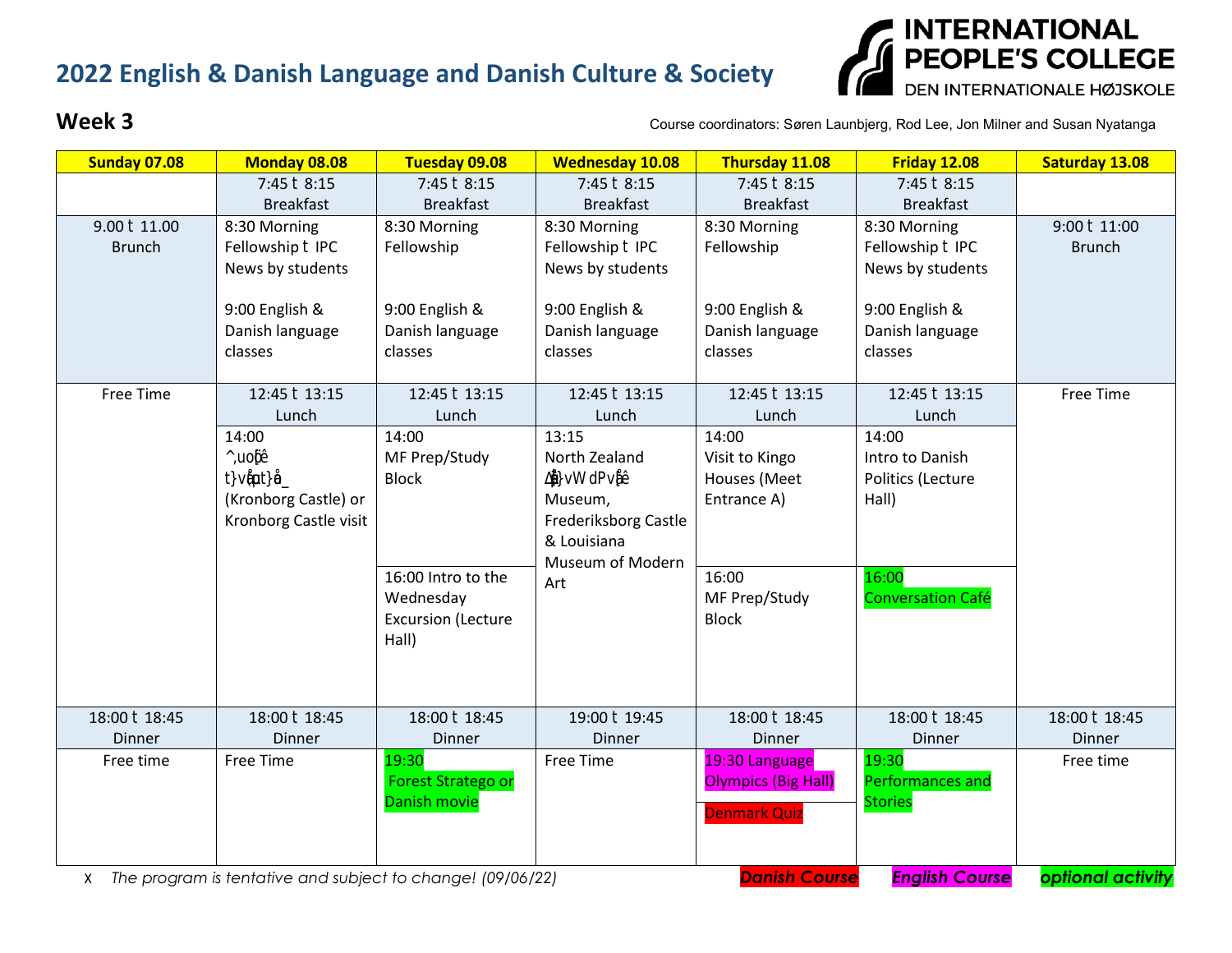# 2022 English & Danish Language and Danish Culture & Society

**INTERNATIONAL PEOPLE'S COLLEGE**
DEN INTERNATIONALE HØJSKOLE

## Week 3

Course coordinators: Søren Launbjerg, Rod Lee, Jon Milner and Susan Nyatanga

| Sunday 07.08 | Monday 08.08 | Tuesday 09.08 | Wednesday 10.08 | Thursday 11.08 | Friday 12.08 | Saturday 13.08 |
|---|---|---|---|---|---|---|
| | 7:45 t 8:15 Breakfast | 7:45 t 8:15 Breakfast | 7:45 t 8:15 Breakfast | 7:45 t 8:15 Breakfast | 7:45 t 8:15 Breakfast | |
| 9.00 t 11.00 Brunch | 8:30 Morning Fellowship t IPC News by students<br><br>9:00 English & Danish language classes | 8:30 Morning Fellowship<br><br>9:00 English & Danish language classes | 8:30 Morning Fellowship t IPC News by students<br><br>9:00 English & Danish language classes | 8:30 Morning Fellowship<br><br>9:00 English & Danish language classes | 8:30 Morning Fellowship t IPC News by students<br><br>9:00 English & Danish language classes | 9:00 t 11:00 Brunch |
| Free Time | 12:45 t 13:15 Lunch | 12:45 t 13:15 Lunch | 12:45 t 13:15 Lunch | 12:45 t 13:15 Lunch | 12:45 t 13:15 Lunch | Free Time |
| | 14:00 ^,uoê t}vt}å_ (Kronborg Castle) or Kronborg Castle visit | 14:00 MF Prep/Study Block | 13:15 North Zealand }vW dPvê Museum, Frederiksborg Castle & Louisiana Museum of Modern Art | 14:00 Visit to Kingo Houses (Meet Entrance A) | 14:00 Intro to Danish Politics (Lecture Hall) | |
| | | 16:00 Intro to the Wednesday Excursion (Lecture Hall) | | 16:00 MF Prep/Study Block | 16:00 Conversation Café | |
| 18:00 t 18:45 Dinner | 18:00 t 18:45 Dinner | 18:00 t 18:45 Dinner | 19:00 t 19:45 Dinner | 18:00 t 18:45 Dinner | 18:00 t 18:45 Dinner | 18:00 t 18:45 Dinner |
| Free time | Free Time | 19:30 Forest Stratego or Danish movie | Free Time | 19:30 Language Olympics (Big Hall)<br><br>Denmark Quiz | 19:30 Performances and Stories | Free time |

- *The program is tentative and subject to change! (09/06/22)*

***Danish Course*** ***English Course*** ***optional activity***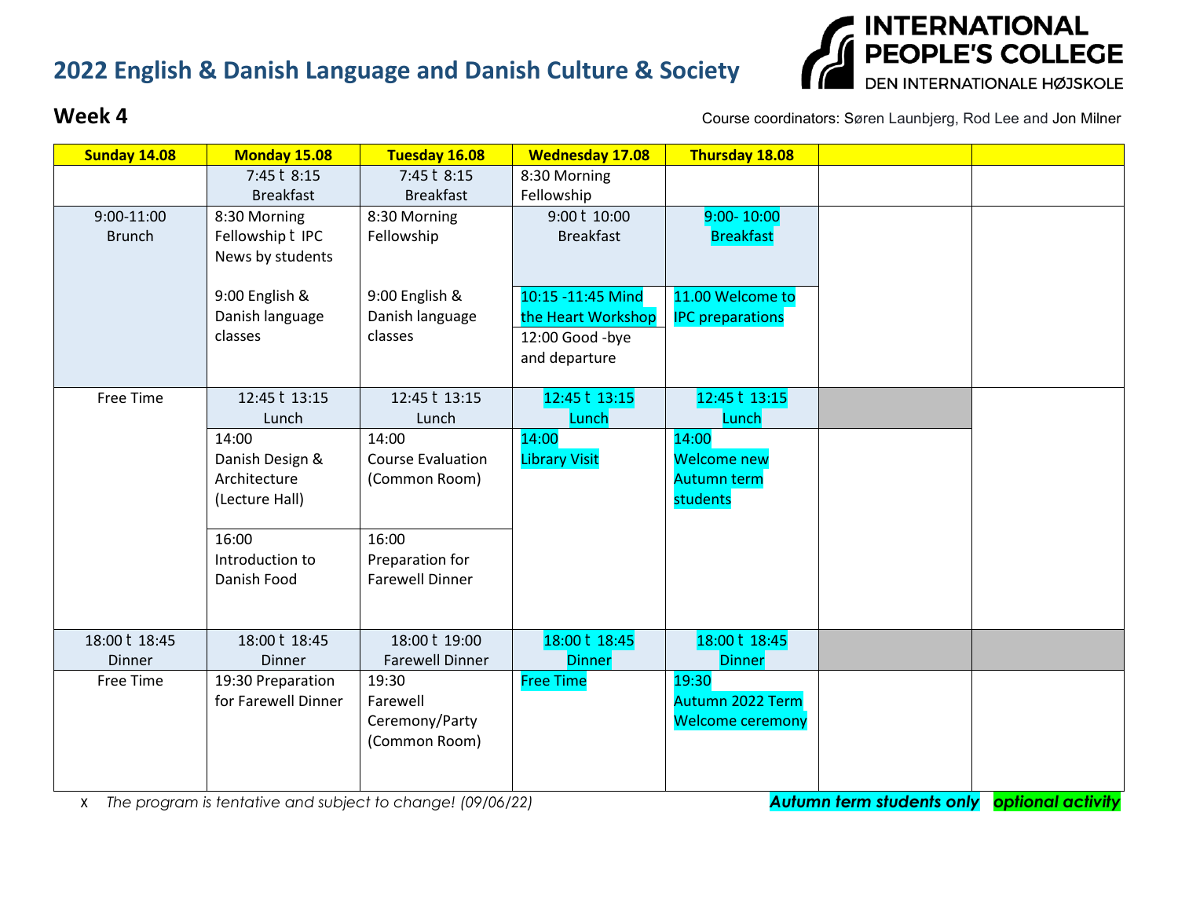# 2022 English & Danish Language and Danish Culture & Society

**INTERNATIONAL PEOPLE'S COLLEGE**
DEN INTERNATIONALE HØJSKOLE

## Week 4

Course coordinators: Søren Launbjerg, Rod Lee and Jon Milner

| Sunday 14.08 | Monday 15.08 | Tuesday 16.08 | Wednesday 17.08 | Thursday 18.08 | | |
|---|---|---|---|---|---|---|
| | 7:45 – 8:15 Breakfast | 7:45 – 8:15 Breakfast | 8:30 Morning Fellowship | | | |
| 9:00-11:00 Brunch | 8:30 Morning Fellowship – IPC News by students<br><br>9:00 English & Danish language classes | 8:30 Morning Fellowship<br><br>9:00 English & Danish language classes | 9:00 – 10:00 Breakfast<br><br>10:15 -11:45 Mind the Heart Workshop<br><br>12:00 Good -bye and departure | 9:00- 10:00 Breakfast<br><br>11.00 Welcome to IPC preparations | | |
| Free Time | 12:45 – 13:15 Lunch | 12:45 – 13:15 Lunch | 12:45 – 13:15 Lunch | 12:45 – 13:15 Lunch | | |
| | 14:00 Danish Design & Architecture (Lecture Hall)<br><br>16:00 Introduction to Danish Food | 14:00 Course Evaluation (Common Room)<br><br>16:00 Preparation for Farewell Dinner | 14:00 Library Visit | 14:00 Welcome new Autumn term students | | |
| 18:00 – 18:45 Dinner | 18:00 – 18:45 Dinner | 18:00 – 19:00 Farewell Dinner | 18:00 – 18:45 Dinner | 18:00 – 18:45 Dinner | | |
| Free Time | 19:30 Preparation for Farewell Dinner | 19:30 Farewell Ceremony/Party (Common Room) | Free Time | 19:30 Autumn 2022 Term Welcome ceremony | | |

- *The program is tentative and subject to change! (09/06/22)*

***Autumn term students only*** ***optional activity***